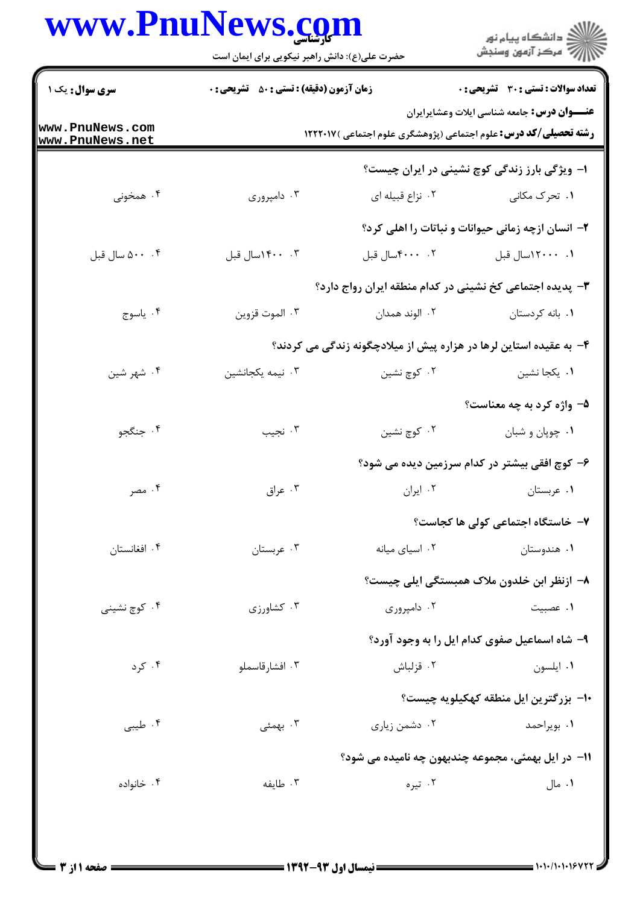**سری سوال:** یک ۱

**زمان آزمون (دقیقه) : تستی : ۵۰ تشریحی : ۰**

**تعداد سوالات : تستی : ۳۰ تشریحی : ۰**

**عنـــوان درس:** جامعه شناسی ایلات وعشایرایران

**رشته تحصیلی/کد درس:** علوم اجتماعی (پژوهشگری علوم اجتماعی )۱۲۲۲۰۱۷

۱- ویژگی بارز زندگی کوچ نشینی در ایران چیست؟

۱. تحرک مکانی ۲. نزاع قبیله ای ۳. دامپروری ۴. همخونی

۲- انسان ازچه زمانی حیوانات و نباتات را اهلی کرد؟

۱. ۱۲۰۰۰سال قبل ۲. ۴۰۰۰سال قبل ۳. ۱۴۰۰سال قبل ۴. ۵۰۰ سال قبل

۳- پدیده اجتماعی کخ نشینی در کدام منطقه ایران رواج دارد؟

۱. بانه کردستان ۲. الوند همدان ۳. الموت قزوین ۴. یاسوج

۴- به عقیده استاین لرها در هزاره پیش از میلادچگونه زندگی می کردند؟

۱. یکجا نشین ۲. کوچ نشین ۳. نیمه یکجانشین ۴. شهر شین

۵- واژه کرد به چه معناست؟

۱. چوپان و شبان ۲. کوچ نشین ۳. نجیب ۴. جنگجو

۶- کوچ افقی بیشتر در کدام سرزمین دیده می شود؟

۱. عربستان ۲. ایران ۳. عراق ۴. مصر

۷- خاستگاه اجتماعی کولی ها کجاست؟

۱. هندوستان ۲. اسیای میانه ۳. عربستان ۴. افغانستان

۸- ازنظر ابن خلدون ملاک همبستگی ایلی چیست؟

۱. عصبیت ۲. دامپروری ۳. کشاورزی ۴. کوچ نشینی

۹- شاه اسماعیل صفوی کدام ایل را به وجود آورد؟

۱. ایلسون ۲. قزلباش ۳. افشارقاسملو ۴. کرد

۱۰- بزرگترین ایل منطقه کهکیلویه چیست؟

۱. بویراحمد ۲. دشمن زیاری ۳. بهمئی ۴. طیبی

۱۱- در ایل بهمئی، مجموعه چندبهون چه نامیده می شود؟

۱. مال ۲. تیره ۳. طایفه ۴. خانواده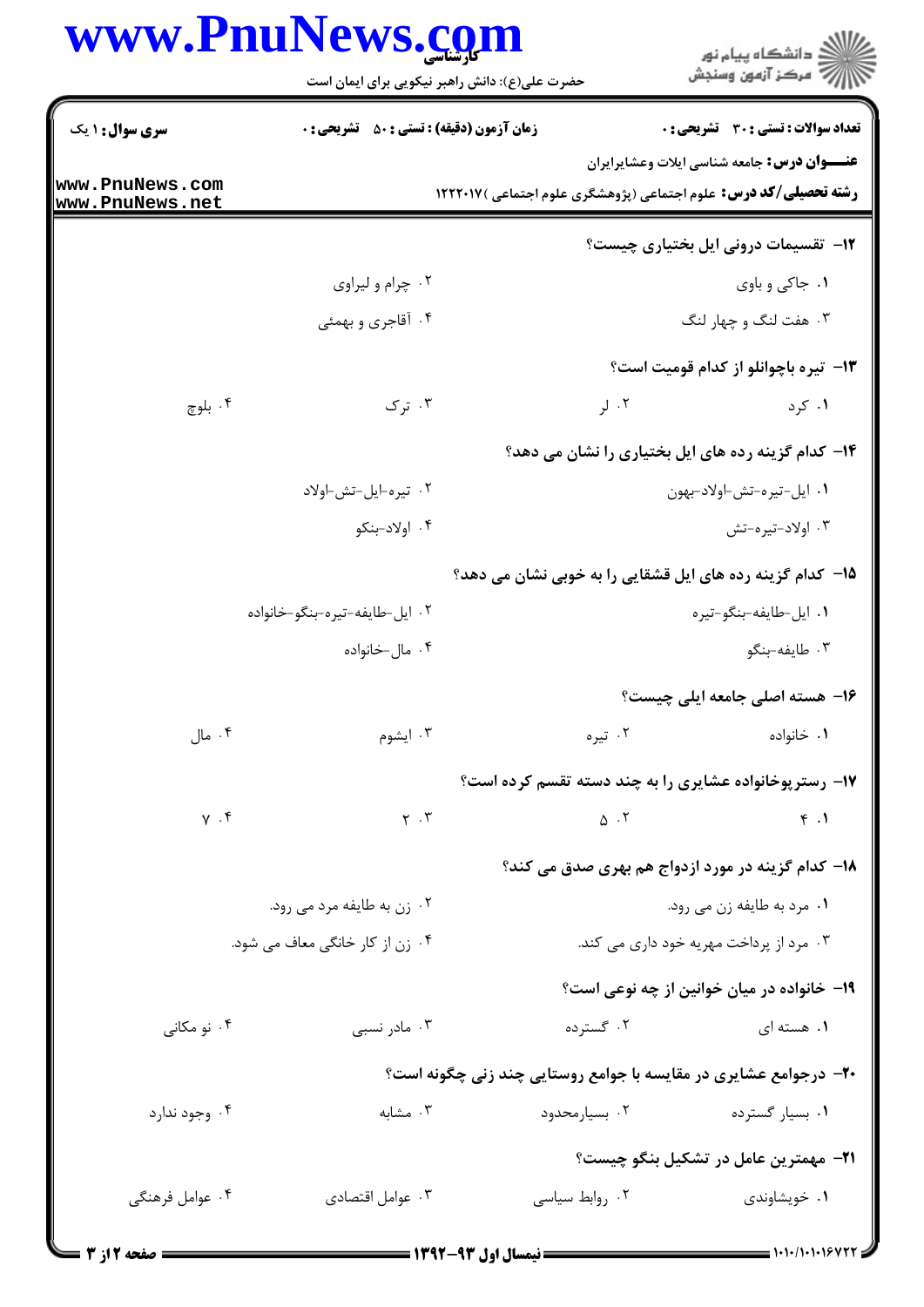**سری سوال:** ۱ یک | **زمان آزمون (دقیقه) : تستی :** ۵۰ **تشریحی :** ۰ | **تعداد سوالات : تستی :** ۳۰ **تشریحی :** ۰

**عنـــوان درس:** جامعه شناسی ایلات وعشایرایران

**رشته تحصیلی/کد درس:** علوم اجتماعی (پژوهشگری علوم اجتماعی )۱۲۲۲۰۱۷

**۱۲- تقسیمات درونی ایل بختیاری چیست؟**

۱. جاکی و باوی
۲. چرام و لیراوی
۳. هفت لنگ و چهار لنگ
۴. آقاجری و بهمئی

**۱۳- تیره باچوانلو از کدام قومیت است؟**

۱. کرد
۲. لر
۳. ترک
۴. بلوچ

**۱۴- کدام گزینه رده های ایل بختیاری را نشان می دهد؟**

۱. ایل-تیره-تش-اولاد-بهون
۲. تیره-ایل-تش-اولاد
۳. اولاد-تیره-تش
۴. اولاد-بنکو

**۱۵- کدام گزینه رده های ایل قشقایی را به خوبی نشان می دهد؟**

۱. ایل-طایفه-بنگو-تیره
۲. ایل-طایفه-تیره-بنگو-خانواده
۳. طایفه-بنگو
۴. مال-خانواده

**۱۶- هسته اصلی جامعه ایلی چیست؟**

۱. خانواده
۲. تیره
۳. ایشوم
۴. مال

**۱۷- رسترپوخانواده عشایری را به چند دسته تقسم کرده است؟**

۱. ۴
۲. ۵
۳. ۲
۴. ۷

**۱۸- کدام گزینه در مورد ازدواج هم بهری صدق می کند؟**

۱. مرد به طایفه زن می رود.
۲. زن به طایفه مرد می رود.
۳. مرد از پرداخت مهریه خود داری می کند.
۴. زن از کار خانگی معاف می شود.

**۱۹- خانواده در میان خوانین از چه نوعی است؟**

۱. هسته ای
۲. گسترده
۳. مادر نسبی
۴. نو مکانی

**۲۰- درجوامع عشایری در مقایسه با جوامع روستایی چند زنی چگونه است؟**

۱. بسیار گسترده
۲. بسیارمحدود
۳. مشابه
۴. وجود ندارد

**۲۱- مهمترین عامل در تشکیل بنگو چیست؟**

۱. خویشاوندی
۲. روابط سیاسی
۳. عوامل اقتصادی
۴. عوامل فرهنگی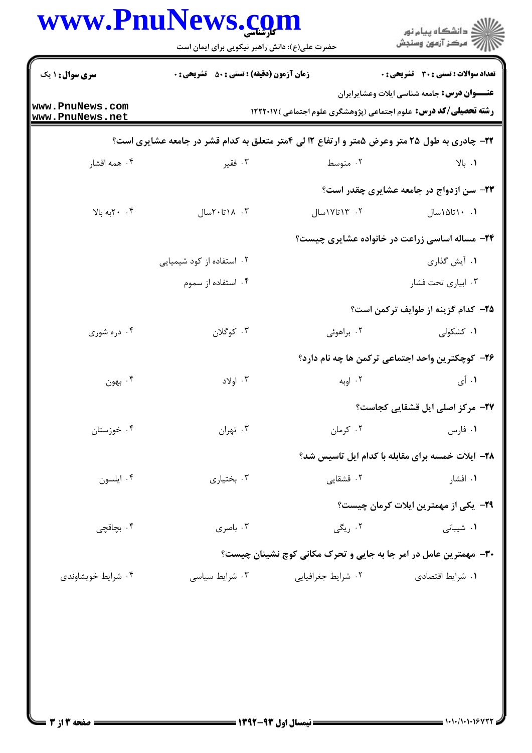**عنـــوان درس:** جامعه شناسی ایلات وعشایرایران

**رشته تحصیلی/کد درس:** علوم اجتماعی (پژوهشگری علوم اجتماعی )۱۲۲۲۰۱۷

**سری سوال:** ۱ یک | **زمان آزمون (دقیقه) : تستی :** ۵۰ **تشریحی :** ۰ | **تعداد سوالات : تستی :** ۳۰ **تشریحی :** ۰

**۲۲- چادری به طول ۲۵ متر وعرض ۵متر و ارتفاع ۲ لی ۴متر متعلق به کدام قشر در جامعه عشایری است؟**

۱. بالا
۲. متوسط
۳. فقیر
۴. همه اقشار

**۲۳- سن ازدواج در جامعه عشایری چقدر است؟**

۱. ۱۰تا۱۵سال
۲. ۱۳تا۱۷سال
۳. ۱۸تا۲۰سال
۴. ۲۰به بالا

**۲۴- مساله اساسی زراعت در خانواده عشایری چیست؟**

۱. آیش گذاری
۲. استفاده از کود شیمیایی
۳. ابیاری تحت فشار
۴. استفاده از سموم

**۲۵- کدام گزینه از طوایف ترکمن است؟**

۱. کشکولی
۲. براهوئی
۳. کوگلان
۴. دره شوری

**۲۶- کوچکترین واحد اجتماعی ترکمن ها چه نام دارد؟**

۱. أی
۲. اوبه
۳. اولاد
۴. بهون

**۲۷- مرکز اصلی ایل قشقایی کجاست؟**

۱. فارس
۲. کرمان
۳. تهران
۴. خوزستان

**۲۸- ایلات خمسه برای مقابله با کدام ایل تاسیس شد؟**

۱. افشار
۲. قشقایی
۳. بختیاری
۴. ایلسون

**۲۹- یکی از مهمترین ایلات کرمان چیست؟**

۱. شیبانی
۲. ریگی
۳. باصری
۴. بچاقچی

**۳۰- مهمترین عامل در امر جا به جایی و تحرک مکانی کوچ نشینان چیست؟**

۱. شرایط اقتصادی
۲. شرایط جغرافیایی
۳. شرایط سیاسی
۴. شرایط خویشاوندی